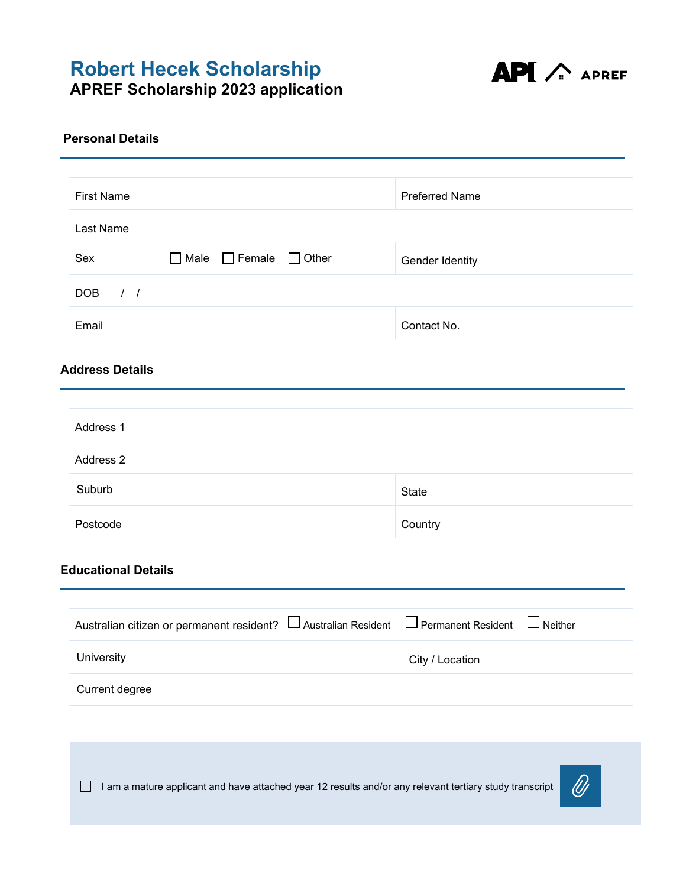# Robert Hecek Scholarship

## APREF Scholarship 2023 application

### Personal Details

| | |
|---|---|
| First Name | Preferred Name |
| Last Name | |
| Sex ☐ Male ☐ Female ☐ Other | Gender Identity |
| DOB / / | |
| Email | Contact No. |

### Address Details

| | |
|---|---|
| Address 1 | |
| Address 2 | |
| Suburb | State |
| Postcode | Country |

### Educational Details

| | |
|---|---|
| Australian citizen or permanent resident? ☐ Australian Resident ☐ Permanent Resident ☐ Neither | |
| University | City / Location |
| Current degree | |

☐ I am a mature applicant and have attached year 12 results and/or any relevant tertiary study transcript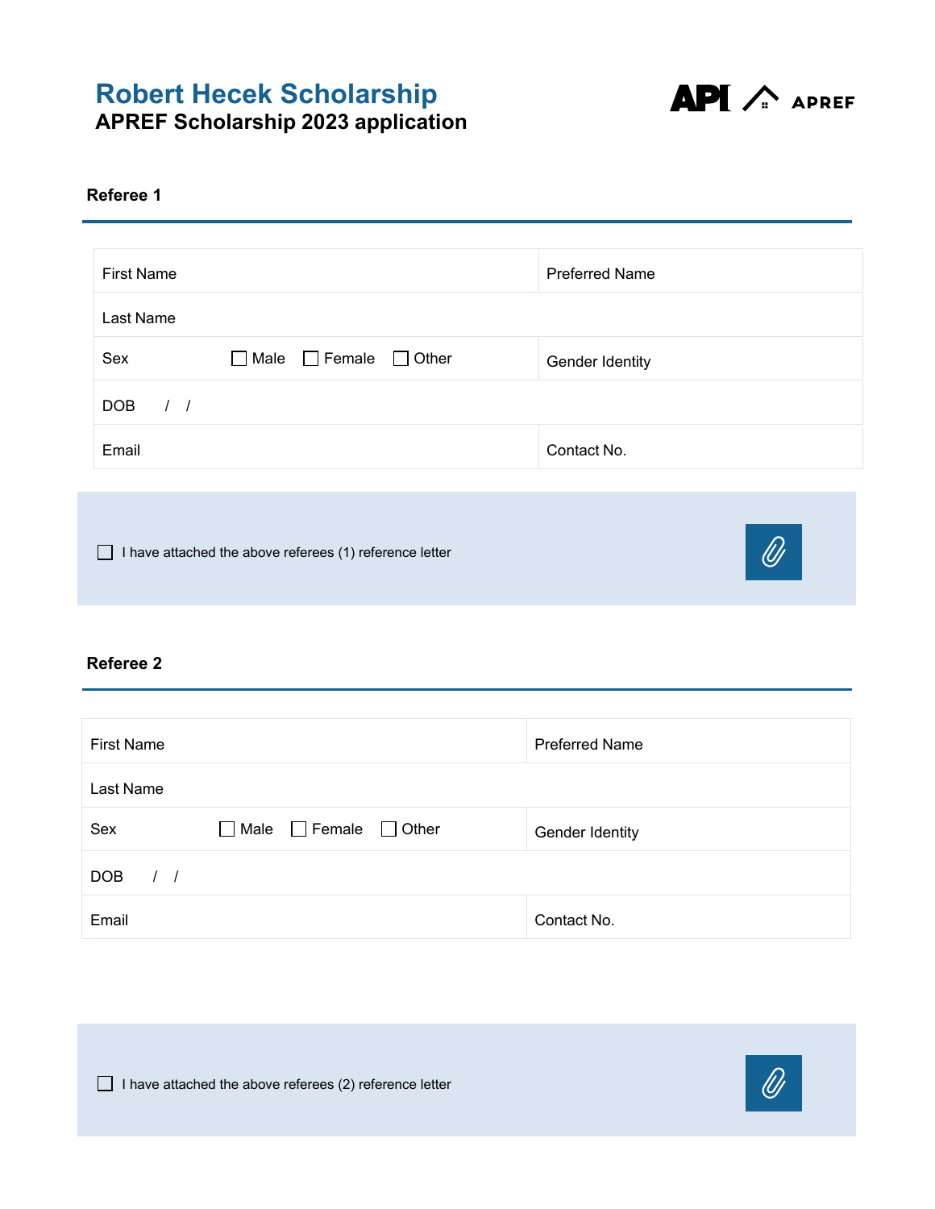# Robert Hecek Scholarship

**APREF Scholarship 2023 application**

## Referee 1

| First Name | Preferred Name |
|---|---|
| Last Name | |
| Sex ☐ Male ☐ Female ☐ Other | Gender Identity |
| DOB / / | |
| Email | Contact No. |

☐ I have attached the above referees (1) reference letter

## Referee 2

| First Name | Preferred Name |
|---|---|
| Last Name | |
| Sex ☐ Male ☐ Female ☐ Other | Gender Identity |
| DOB / / | |
| Email | Contact No. |

☐ I have attached the above referees (2) reference letter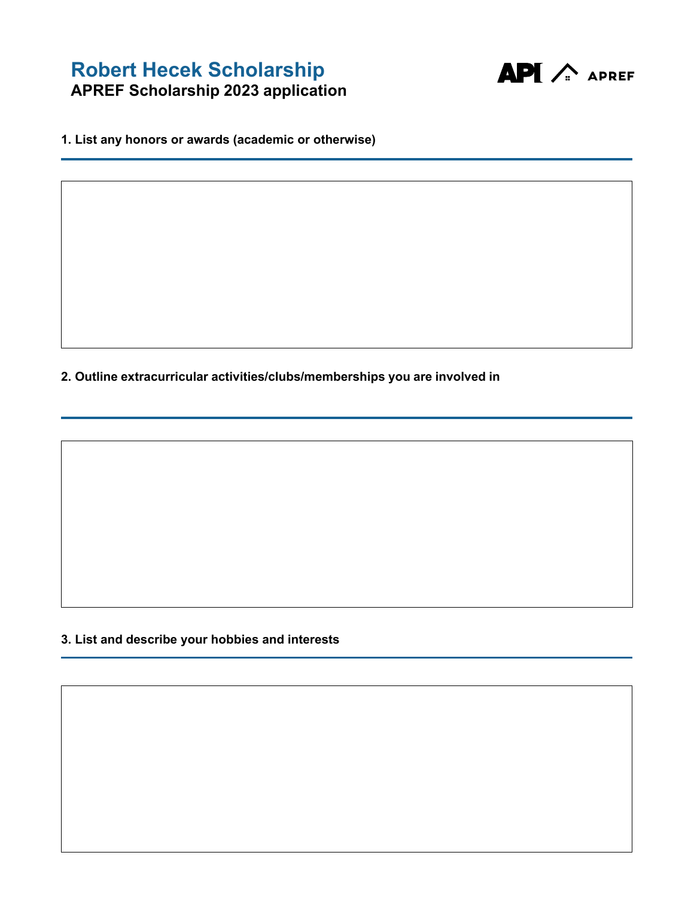# Robert Hecek Scholarship

## APREF Scholarship 2023 application

**1. List any honors or awards (academic or otherwise)**

**2. Outline extracurricular activities/clubs/memberships you are involved in**

**3. List and describe your hobbies and interests**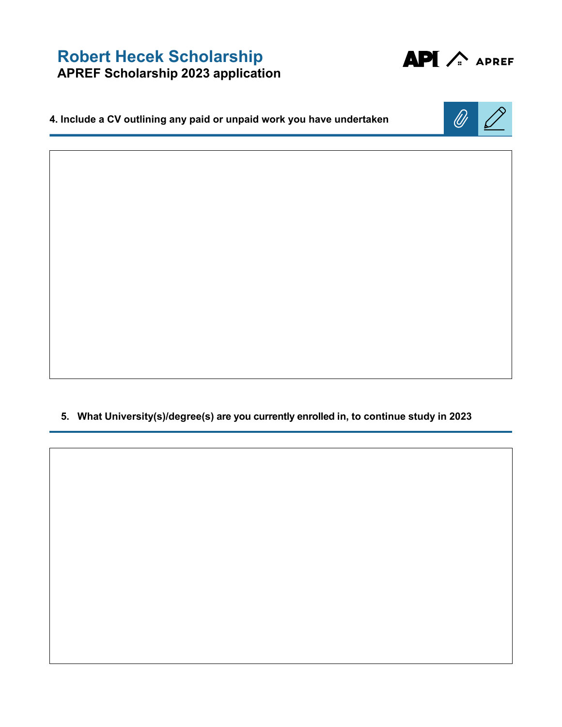# Robert Hecek Scholarship

**APREF Scholarship 2023 application**

**4. Include a CV outlining any paid or unpaid work you have undertaken**

**5. What University(s)/degree(s) are you currently enrolled in, to continue study in 2023**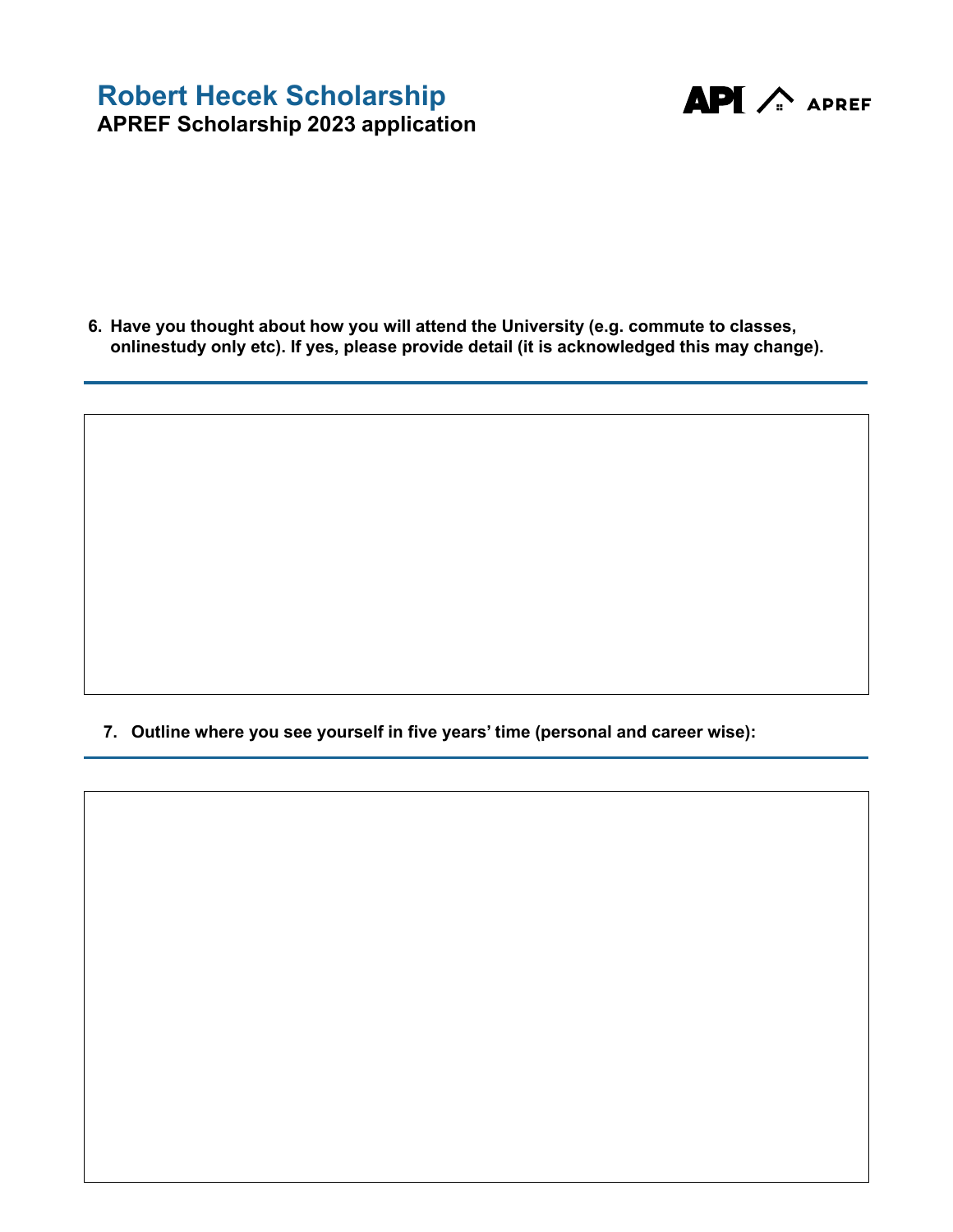6. **Have you thought about how you will attend the University (e.g. commute to classes, onlinestudy only etc). If yes, please provide detail (it is acknowledged this may change).**

7. **Outline where you see yourself in five years' time (personal and career wise):**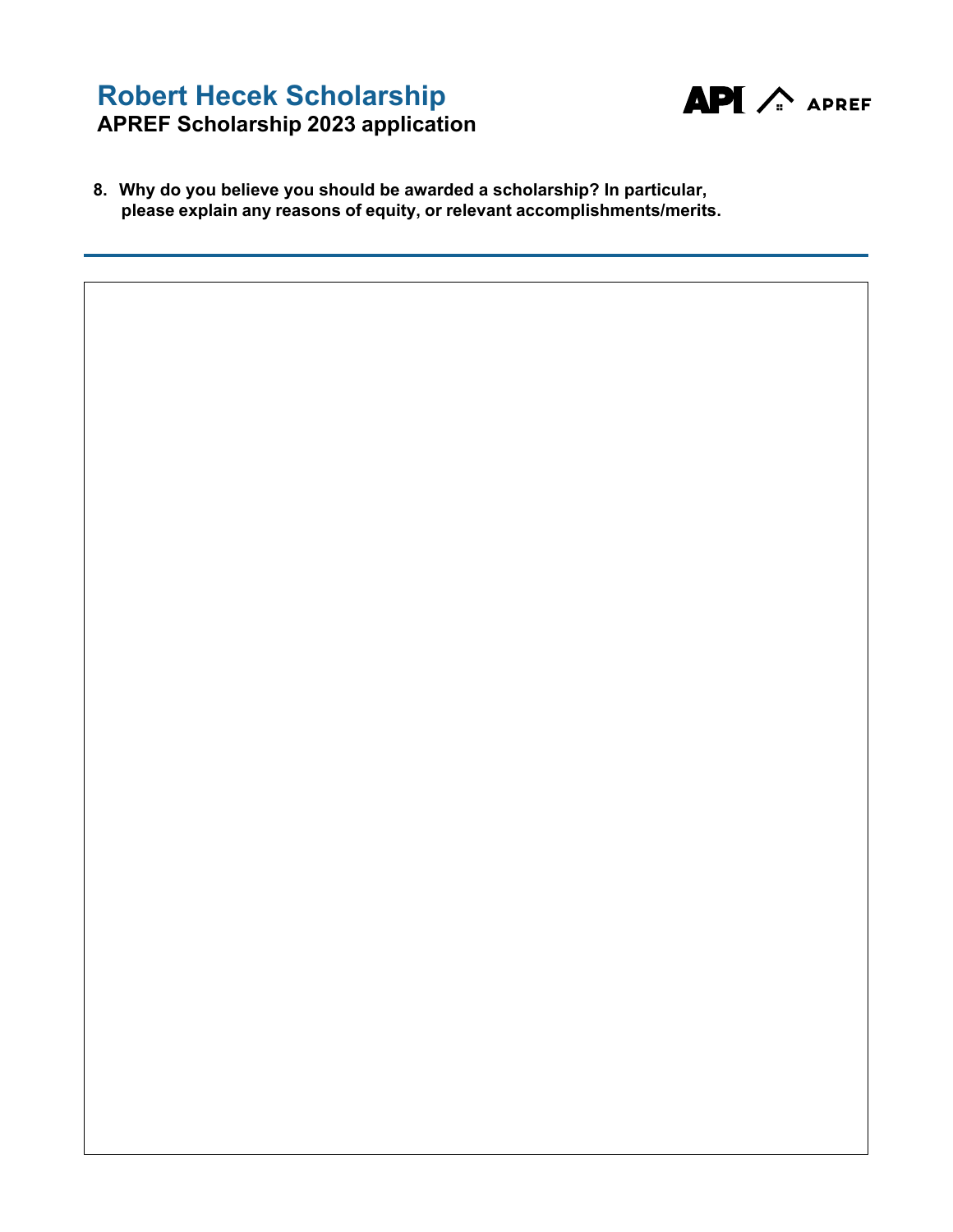# Robert Hecek Scholarship

**APREF Scholarship 2023 application**

**8. Why do you believe you should be awarded a scholarship? In particular, please explain any reasons of equity, or relevant accomplishments/merits.**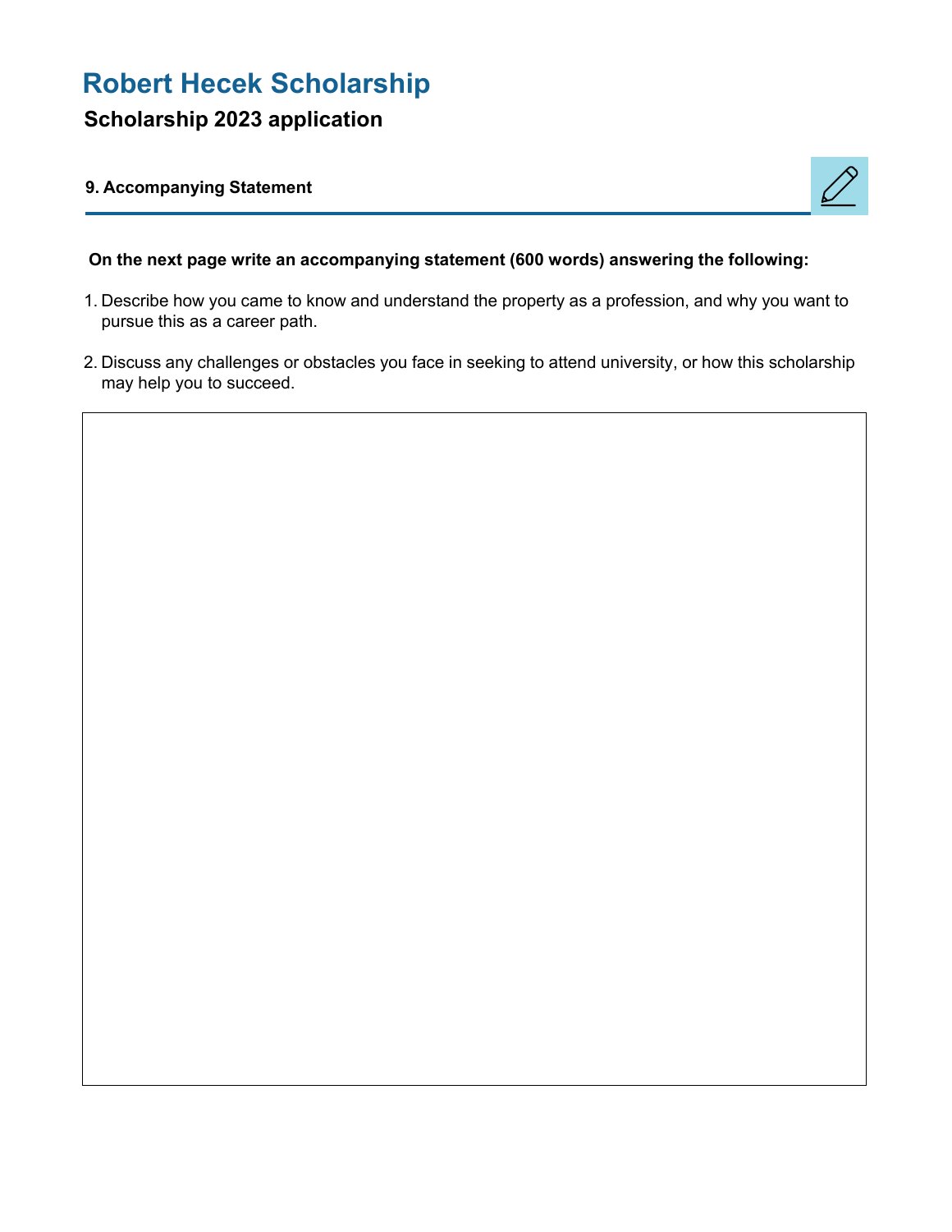# Robert Hecek Scholarship

## Scholarship 2023 application

### 9. Accompanying Statement

**On the next page write an accompanying statement (600 words) answering the following:**

1. Describe how you came to know and understand the property as a profession, and why you want to pursue this as a career path.
2. Discuss any challenges or obstacles you face in seeking to attend university, or how this scholarship may help you to succeed.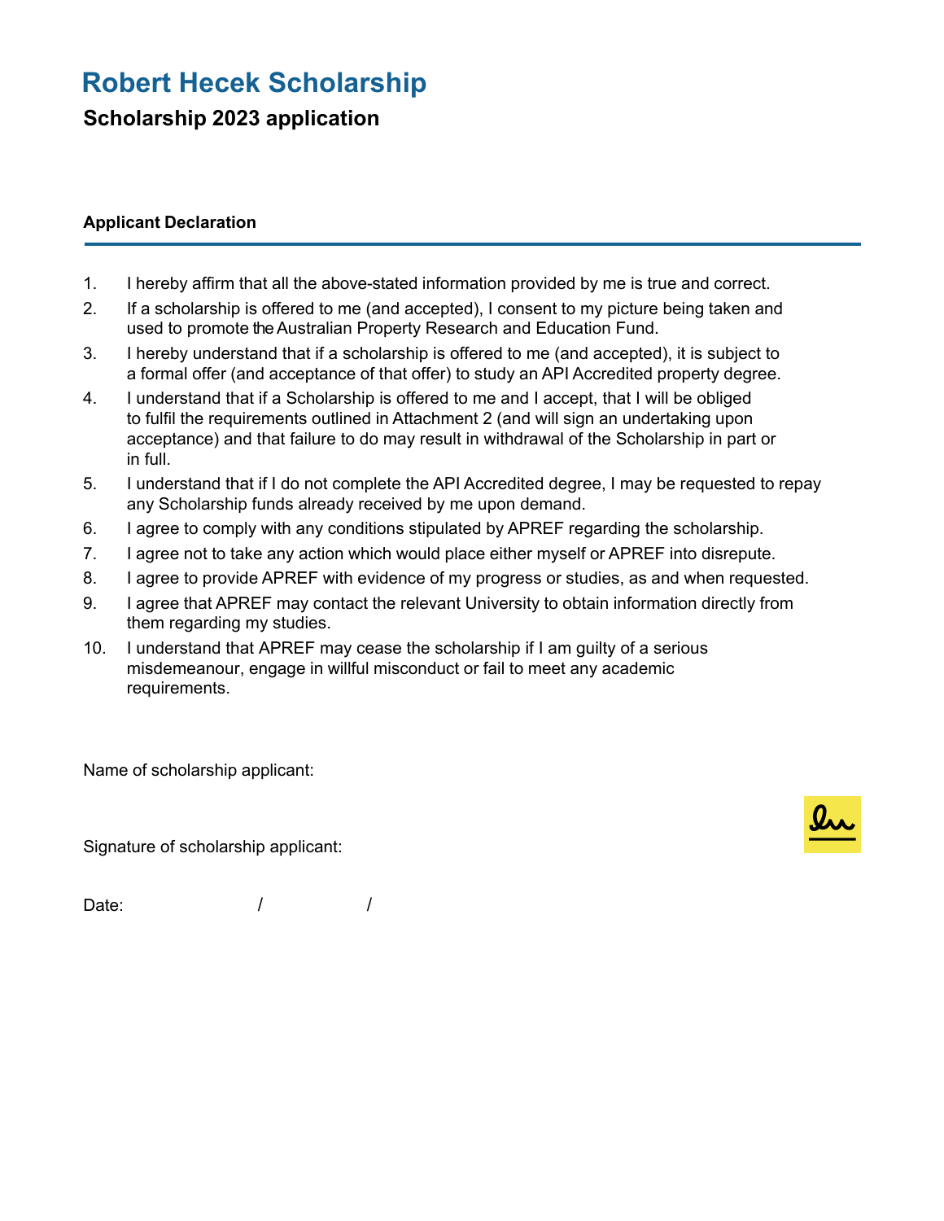# Robert Hecek Scholarship

## Scholarship 2023 application

### Applicant Declaration

1. I hereby affirm that all the above-stated information provided by me is true and correct.
2. If a scholarship is offered to me (and accepted), I consent to my picture being taken and used to promote the Australian Property Research and Education Fund.
3. I hereby understand that if a scholarship is offered to me (and accepted), it is subject to a formal offer (and acceptance of that offer) to study an API Accredited property degree.
4. I understand that if a Scholarship is offered to me and I accept, that I will be obliged to fulfil the requirements outlined in Attachment 2 (and will sign an undertaking upon acceptance) and that failure to do may result in withdrawal of the Scholarship in part or in full.
5. I understand that if I do not complete the API Accredited degree, I may be requested to repay any Scholarship funds already received by me upon demand.
6. I agree to comply with any conditions stipulated by APREF regarding the scholarship.
7. I agree not to take any action which would place either myself or APREF into disrepute.
8. I agree to provide APREF with evidence of my progress or studies, as and when requested.
9. I agree that APREF may contact the relevant University to obtain information directly from them regarding my studies.
10. I understand that APREF may cease the scholarship if I am guilty of a serious misdemeanour, engage in willful misconduct or fail to meet any academic requirements.

Name of scholarship applicant:

Signature of scholarship applicant:

Date: / /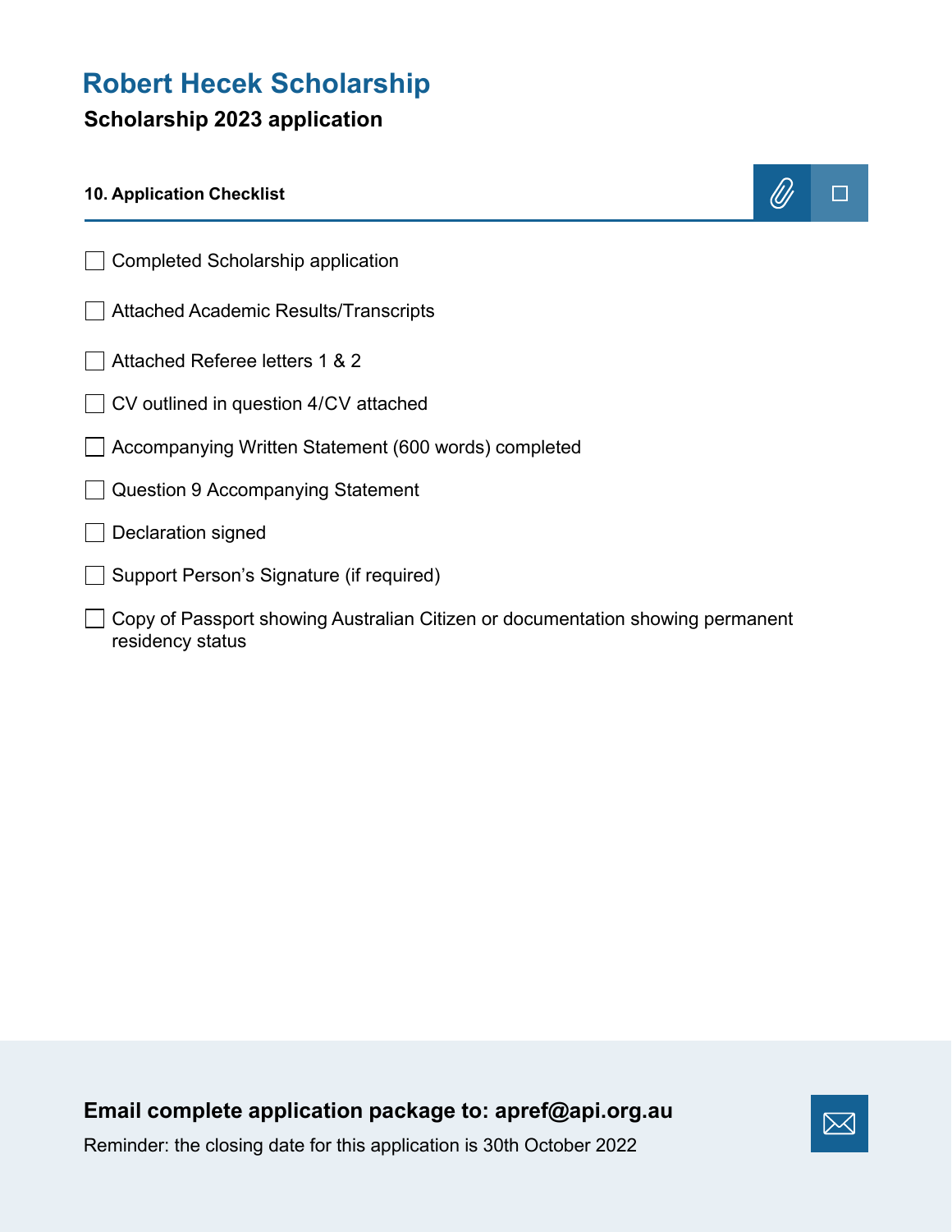# Robert Hecek Scholarship

## Scholarship 2023 application

### 10. Application Checklist

- [ ] Completed Scholarship application
- [ ] Attached Academic Results/Transcripts
- [ ] Attached Referee letters 1 & 2
- [ ] CV outlined in question 4/CV attached
- [ ] Accompanying Written Statement (600 words) completed
- [ ] Question 9 Accompanying Statement
- [ ] Declaration signed
- [ ] Support Person's Signature (if required)
- [ ] Copy of Passport showing Australian Citizen or documentation showing permanent residency status

**Email complete application package to: apref@api.org.au**

Reminder: the closing date for this application is 30th October 2022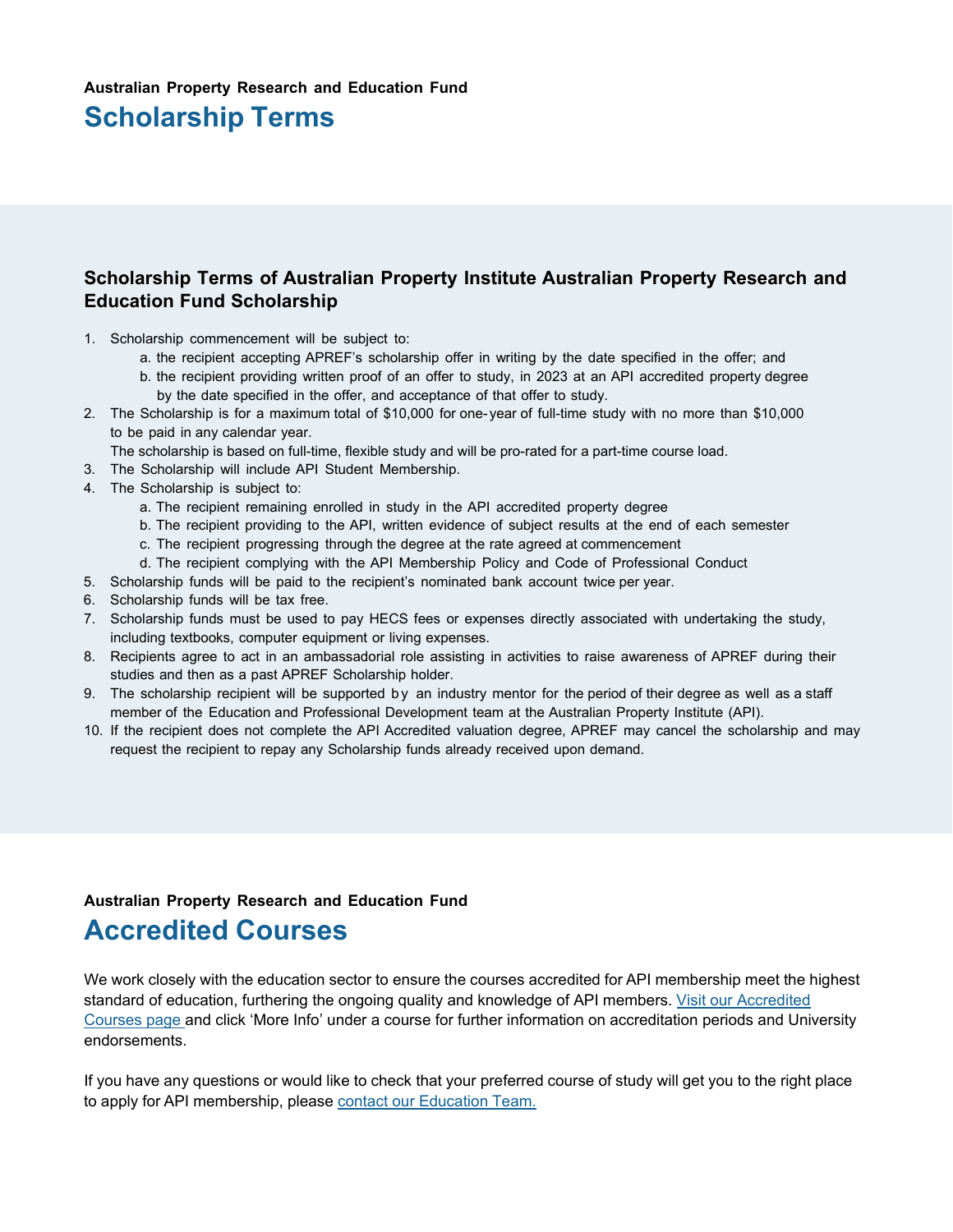Australian Property Research and Education Fund

# Scholarship Terms

### Scholarship Terms of Australian Property Institute Australian Property Research and Education Fund Scholarship

1. Scholarship commencement will be subject to:
   a. the recipient accepting APREF's scholarship offer in writing by the date specified in the offer; and
   b. the recipient providing written proof of an offer to study, in 2023 at an API accredited property degree by the date specified in the offer, and acceptance of that offer to study.
2. The Scholarship is for a maximum total of $10,000 for one-year of full-time study with no more than $10,000 to be paid in any calendar year.
   The scholarship is based on full-time, flexible study and will be pro-rated for a part-time course load.
3. The Scholarship will include API Student Membership.
4. The Scholarship is subject to:
   a. The recipient remaining enrolled in study in the API accredited property degree
   b. The recipient providing to the API, written evidence of subject results at the end of each semester
   c. The recipient progressing through the degree at the rate agreed at commencement
   d. The recipient complying with the API Membership Policy and Code of Professional Conduct
5. Scholarship funds will be paid to the recipient's nominated bank account twice per year.
6. Scholarship funds will be tax free.
7. Scholarship funds must be used to pay HECS fees or expenses directly associated with undertaking the study, including textbooks, computer equipment or living expenses.
8. Recipients agree to act in an ambassadorial role assisting in activities to raise awareness of APREF during their studies and then as a past APREF Scholarship holder.
9. The scholarship recipient will be supported by an industry mentor for the period of their degree as well as a staff member of the Education and Professional Development team at the Australian Property Institute (API).
10. If the recipient does not complete the API Accredited valuation degree, APREF may cancel the scholarship and may request the recipient to repay any Scholarship funds already received upon demand.

Australian Property Research and Education Fund

# Accredited Courses

We work closely with the education sector to ensure the courses accredited for API membership meet the highest standard of education, furthering the ongoing quality and knowledge of API members. Visit our Accredited Courses page and click 'More Info' under a course for further information on accreditation periods and University endorsements.

If you have any questions or would like to check that your preferred course of study will get you to the right place to apply for API membership, please contact our Education Team.